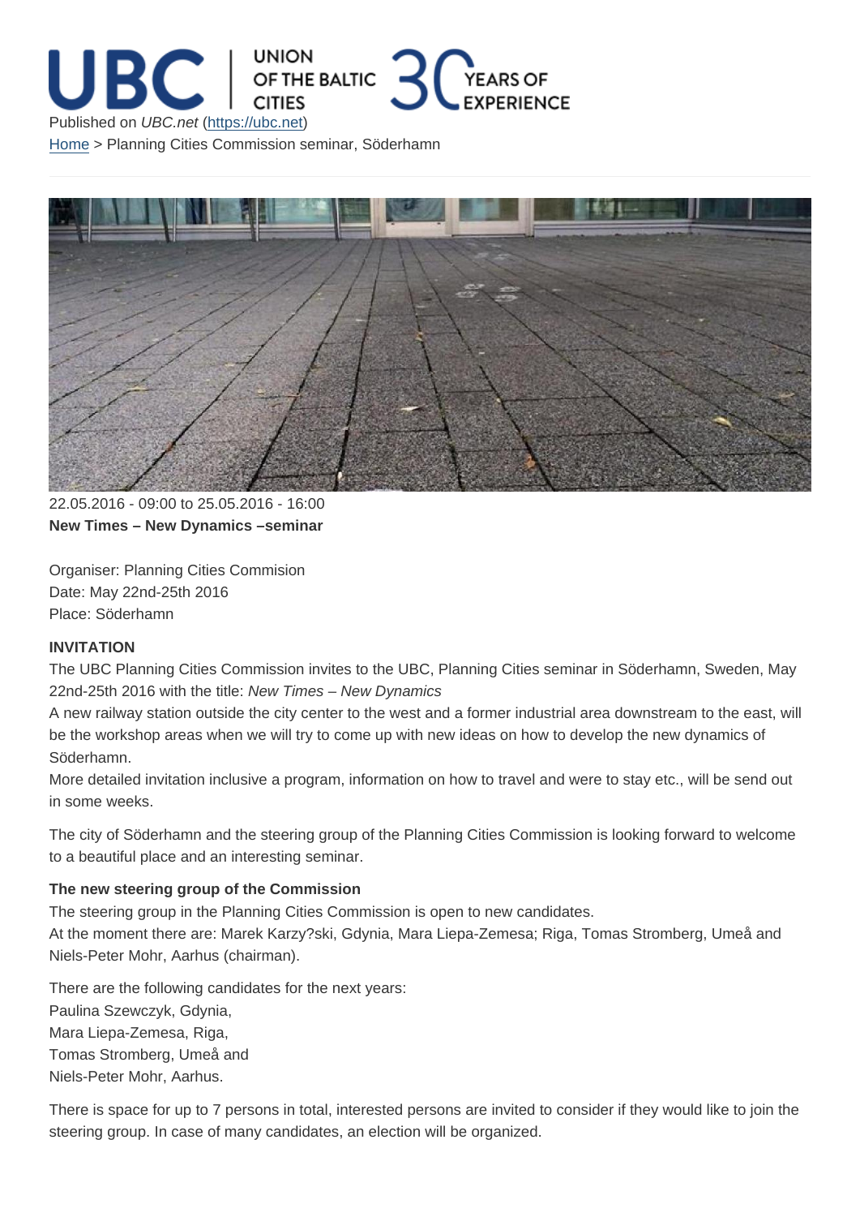Published on *UBC.net* (https://ubc.net)

[Home](https://ubc.net) > Planning Cities Commission seminar, Söderhamn

22.05.2016 - 09:00 to 25.05.2016 - 16:00

**New Times – New Dynamics –seminar**

Organiser: Planning Cities Commision
Date: May 22nd-25th 2016
Place: Söderhamn

**INVITATION**

The UBC Planning Cities Commission invites to the UBC, Planning Cities seminar in Söderhamn, Sweden, May 22nd-25th 2016 with the title: *New Times – New Dynamics*

A new railway station outside the city center to the west and a former industrial area downstream to the east, will be the workshop areas when we will try to come up with new ideas on how to develop the new dynamics of Söderhamn.

More detailed invitation inclusive a program, information on how to travel and were to stay etc., will be send out in some weeks.

The city of Söderhamn and the steering group of the Planning Cities Commission is looking forward to welcome to a beautiful place and an interesting seminar.

**The new steering group of the Commission**

The steering group in the Planning Cities Commission is open to new candidates.

At the moment there are: Marek Karzy?ski, Gdynia, Mara Liepa-Zemesa; Riga, Tomas Stromberg, Umeå and Niels-Peter Mohr, Aarhus (chairman).

There are the following candidates for the next years:
Paulina Szewczyk, Gdynia,
Mara Liepa-Zemesa, Riga,
Tomas Stromberg, Umeå and
Niels-Peter Mohr, Aarhus.

There is space for up to 7 persons in total, interested persons are invited to consider if they would like to join the steering group. In case of many candidates, an election will be organized.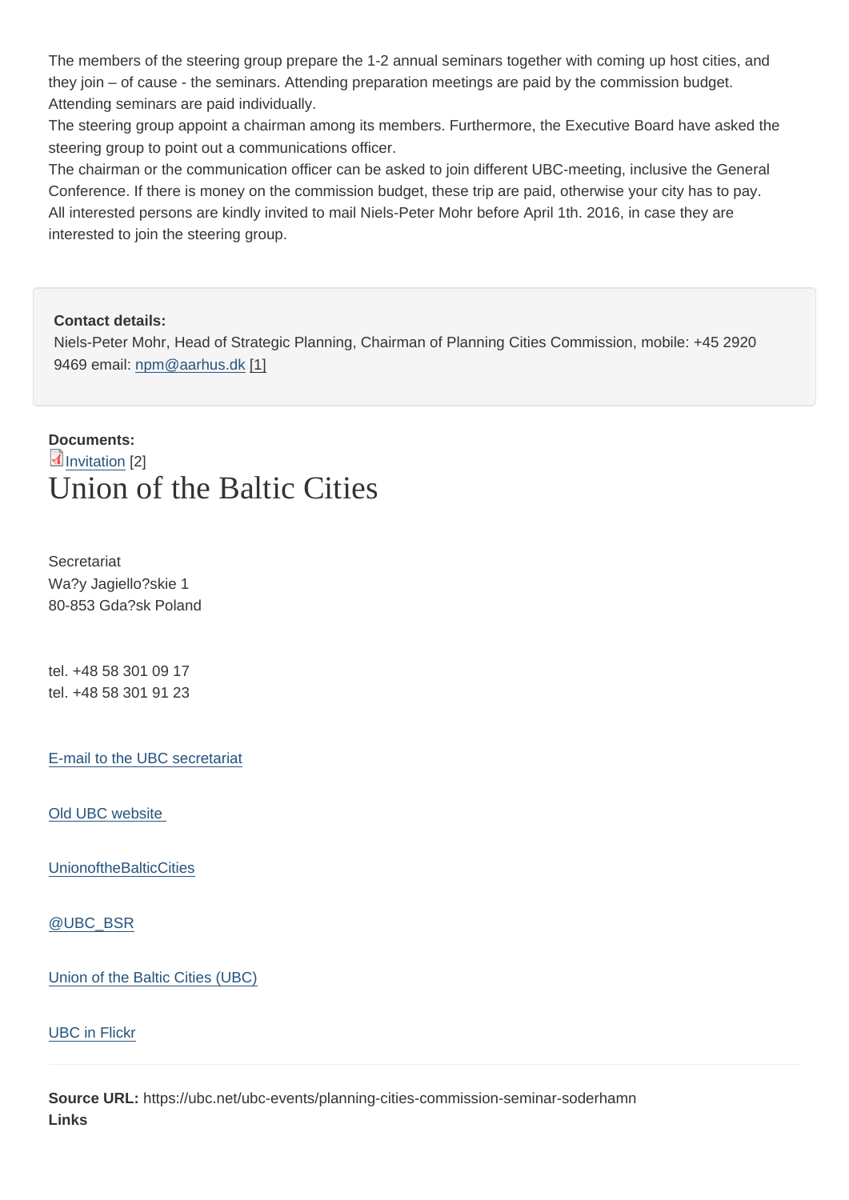The members of the steering group prepare the 1-2 annual seminars together with coming up host cities, and they join – of cause - the seminars. Attending preparation meetings are paid by the commission budget. Attending seminars are paid individually.
The steering group appoint a chairman among its members. Furthermore, the Executive Board have asked the steering group to point out a communications officer.
The chairman or the communication officer can be asked to join different UBC-meeting, inclusive the General Conference. If there is money on the commission budget, these trip are paid, otherwise your city has to pay.
All interested persons are kindly invited to mail Niels-Peter Mohr before April 1th. 2016, in case they are interested to join the steering group.

**Contact details:**
Niels-Peter Mohr, Head of Strategic Planning, Chairman of Planning Cities Commission, mobile: +45 2920 9469 email: npm@aarhus.dk [1]

**Documents:**
Invitation [2]

# Union of the Baltic Cities

Secretariat
Wa?y Jagiello?skie 1
80-853 Gda?sk Poland

tel. +48 58 301 09 17
tel. +48 58 301 91 23

E-mail to the UBC secretariat

Old UBC website

UnionoftheBalticCities

@UBC_BSR

Union of the Baltic Cities (UBC)

UBC in Flickr

**Source URL:** https://ubc.net/ubc-events/planning-cities-commission-seminar-soderhamn
**Links**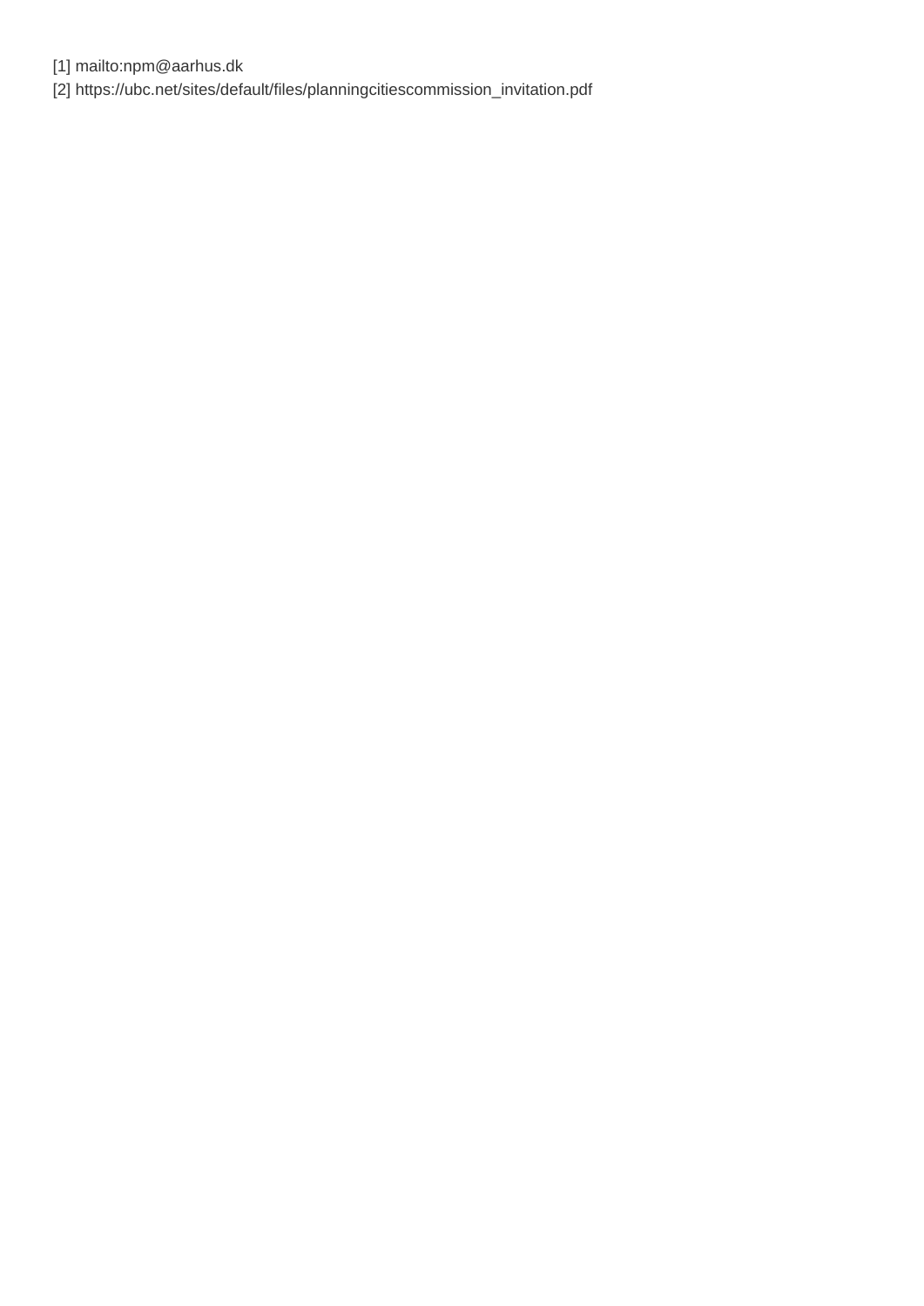[1] mailto:npm@aarhus.dk

[2] https://ubc.net/sites/default/files/planningcitiescommission_invitation.pdf